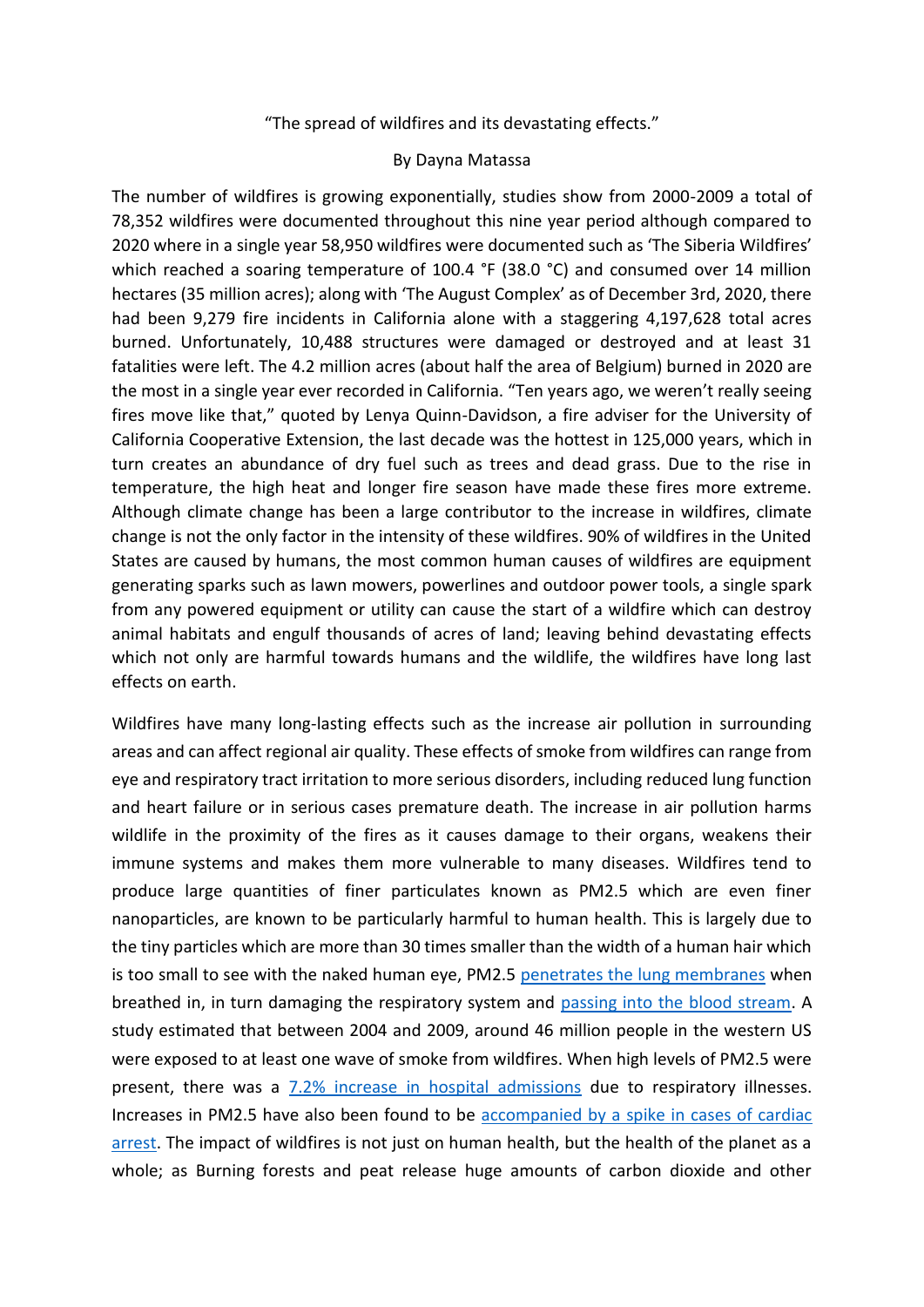"The spread of wildfires and its devastating effects."

By Dayna Matassa

The number of wildfires is growing exponentially, studies show from 2000-2009 a total of 78,352 wildfires were documented throughout this nine year period although compared to 2020 where in a single year 58,950 wildfires were documented such as 'The Siberia Wildfires' which reached a soaring temperature of 100.4 °F (38.0 °C) and consumed over 14 million hectares (35 million acres); along with 'The August Complex' as of December 3rd, 2020, there had been 9,279 fire incidents in California alone with a staggering 4,197,628 total acres burned. Unfortunately, 10,488 structures were damaged or destroyed and at least 31 fatalities were left. The 4.2 million acres (about half the area of Belgium) burned in 2020 are the most in a single year ever recorded in California. "Ten years ago, we weren't really seeing fires move like that," quoted by Lenya Quinn-Davidson, a fire adviser for the University of California Cooperative Extension, the last decade was the hottest in 125,000 years, which in turn creates an abundance of dry fuel such as trees and dead grass. Due to the rise in temperature, the high heat and longer fire season have made these fires more extreme. Although climate change has been a large contributor to the increase in wildfires, climate change is not the only factor in the intensity of these wildfires. 90% of wildfires in the United States are caused by humans, the most common human causes of wildfires are equipment generating sparks such as lawn mowers, powerlines and outdoor power tools, a single spark from any powered equipment or utility can cause the start of a wildfire which can destroy animal habitats and engulf thousands of acres of land; leaving behind devastating effects which not only are harmful towards humans and the wildlife, the wildfires have long last effects on earth.

Wildfires have many long-lasting effects such as the increase air pollution in surrounding areas and can affect regional air quality. These effects of smoke from wildfires can range from eye and respiratory tract irritation to more serious disorders, including reduced lung function and heart failure or in serious cases premature death. The increase in air pollution harms wildlife in the proximity of the fires as it causes damage to their organs, weakens their immune systems and makes them more vulnerable to many diseases. Wildfires tend to produce large quantities of finer particulates known as PM2.5 which are even finer nanoparticles, are known to be particularly harmful to human health. This is largely due to the tiny particles which are more than 30 times smaller than the width of a human hair which is too small to see with the naked human eye, PM2.5 penetrates the lung membranes when breathed in, in turn damaging the respiratory system and passing into the blood stream. A study estimated that between 2004 and 2009, around 46 million people in the western US were exposed to at least one wave of smoke from wildfires. When high levels of PM2.5 were present, there was a 7.2% increase in hospital admissions due to respiratory illnesses. Increases in PM2.5 have also been found to be accompanied by a spike in cases of cardiac arrest. The impact of wildfires is not just on human health, but the health of the planet as a whole; as Burning forests and peat release huge amounts of carbon dioxide and other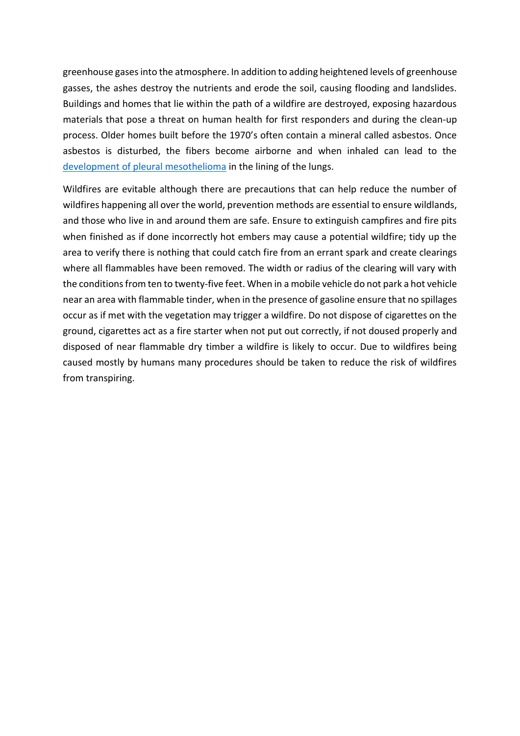greenhouse gases into the atmosphere. In addition to adding heightened levels of greenhouse gasses, the ashes destroy the nutrients and erode the soil, causing flooding and landslides. Buildings and homes that lie within the path of a wildfire are destroyed, exposing hazardous materials that pose a threat on human health for first responders and during the clean-up process. Older homes built before the 1970's often contain a mineral called asbestos. Once asbestos is disturbed, the fibers become airborne and when inhaled can lead to the development of pleural mesothelioma in the lining of the lungs.

Wildfires are evitable although there are precautions that can help reduce the number of wildfires happening all over the world, prevention methods are essential to ensure wildlands, and those who live in and around them are safe. Ensure to extinguish campfires and fire pits when finished as if done incorrectly hot embers may cause a potential wildfire; tidy up the area to verify there is nothing that could catch fire from an errant spark and create clearings where all flammables have been removed. The width or radius of the clearing will vary with the conditions from ten to twenty-five feet. When in a mobile vehicle do not park a hot vehicle near an area with flammable tinder, when in the presence of gasoline ensure that no spillages occur as if met with the vegetation may trigger a wildfire. Do not dispose of cigarettes on the ground, cigarettes act as a fire starter when not put out correctly, if not doused properly and disposed of near flammable dry timber a wildfire is likely to occur. Due to wildfires being caused mostly by humans many procedures should be taken to reduce the risk of wildfires from transpiring.